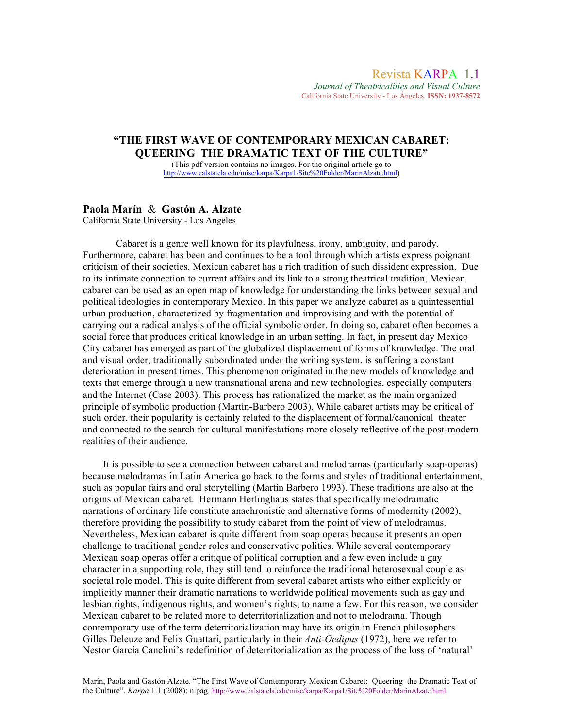Revista KARPA 1.1
*Journal of Theatricalities and Visual Culture*
California State University - Los Ángeles. **ISSN: 1937-8572**

# "THE FIRST WAVE OF CONTEMPORARY MEXICAN CABARET: QUEERING THE DRAMATIC TEXT OF THE CULTURE"

(This pdf version contains no images. For the original article go to http://www.calstatela.edu/misc/karpa/Karpa1/Site%20Folder/MarinAlzate.html)

**Paola Marín & Gastón A. Alzate**
California State University - Los Angeles

Cabaret is a genre well known for its playfulness, irony, ambiguity, and parody. Furthermore, cabaret has been and continues to be a tool through which artists express poignant criticism of their societies. Mexican cabaret has a rich tradition of such dissident expression. Due to its intimate connection to current affairs and its link to a strong theatrical tradition, Mexican cabaret can be used as an open map of knowledge for understanding the links between sexual and political ideologies in contemporary Mexico. In this paper we analyze cabaret as a quintessential urban production, characterized by fragmentation and improvising and with the potential of carrying out a radical analysis of the official symbolic order. In doing so, cabaret often becomes a social force that produces critical knowledge in an urban setting. In fact, in present day Mexico City cabaret has emerged as part of the globalized displacement of forms of knowledge. The oral and visual order, traditionally subordinated under the writing system, is suffering a constant deterioration in present times. This phenomenon originated in the new models of knowledge and texts that emerge through a new transnational arena and new technologies, especially computers and the Internet (Case 2003). This process has rationalized the market as the main organized principle of symbolic production (Martín-Barbero 2003). While cabaret artists may be critical of such order, their popularity is certainly related to the displacement of formal/canonical theater and connected to the search for cultural manifestations more closely reflective of the post-modern realities of their audience.

It is possible to see a connection between cabaret and melodramas (particularly soap-operas) because melodramas in Latin America go back to the forms and styles of traditional entertainment, such as popular fairs and oral storytelling (Martín Barbero 1993). These traditions are also at the origins of Mexican cabaret. Hermann Herlinghaus states that specifically melodramatic narrations of ordinary life constitute anachronistic and alternative forms of modernity (2002), therefore providing the possibility to study cabaret from the point of view of melodramas. Nevertheless, Mexican cabaret is quite different from soap operas because it presents an open challenge to traditional gender roles and conservative politics. While several contemporary Mexican soap operas offer a critique of political corruption and a few even include a gay character in a supporting role, they still tend to reinforce the traditional heterosexual couple as societal role model. This is quite different from several cabaret artists who either explicitly or implicitly manner their dramatic narrations to worldwide political movements such as gay and lesbian rights, indigenous rights, and women's rights, to name a few. For this reason, we consider Mexican cabaret to be related more to deterritorialization and not to melodrama. Though contemporary use of the term deterritorialization may have its origin in French philosophers Gilles Deleuze and Felix Guattari, particularly in their *Anti-Oedipus* (1972), here we refer to Nestor García Canclini's redefinition of deterritorialization as the process of the loss of 'natural'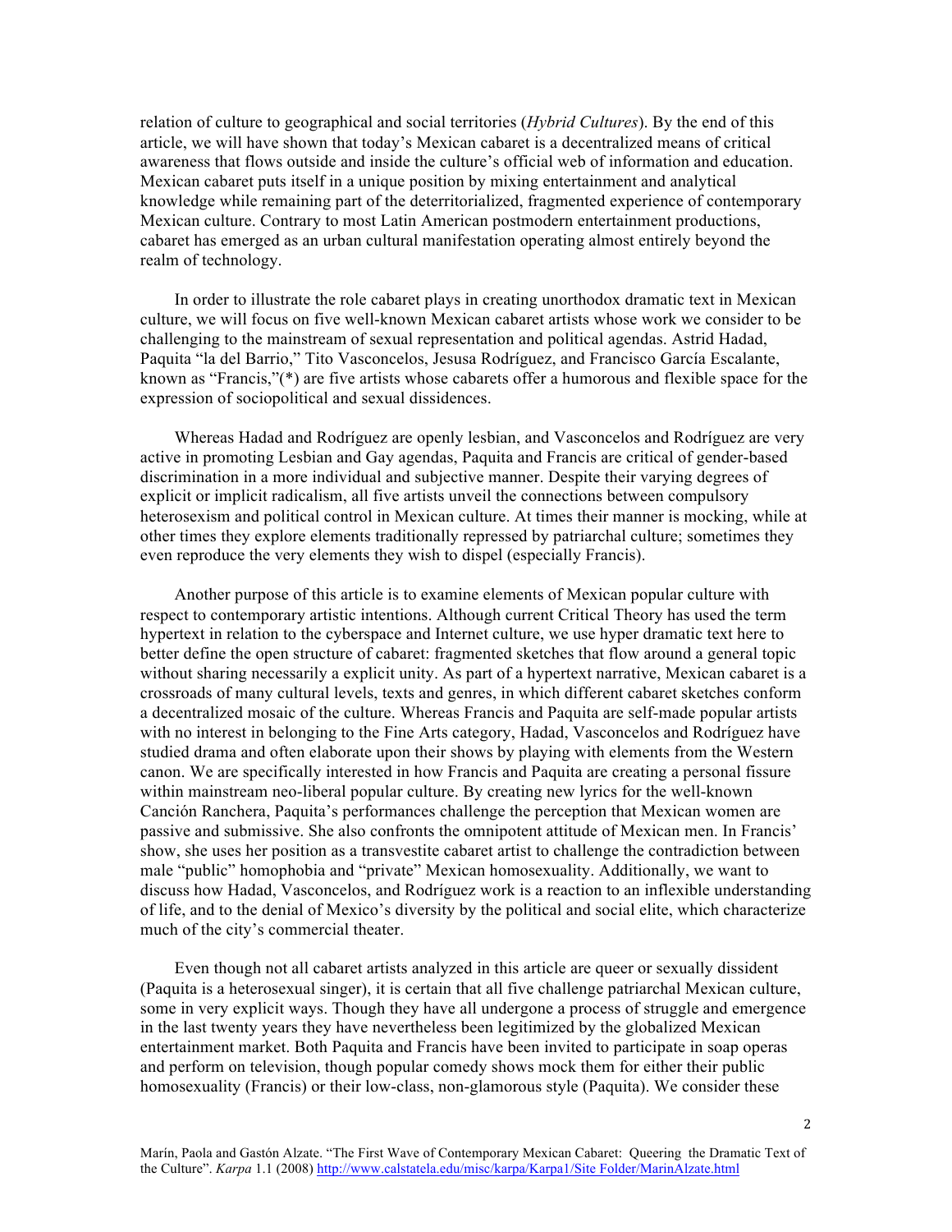relation of culture to geographical and social territories (*Hybrid Cultures*). By the end of this article, we will have shown that today's Mexican cabaret is a decentralized means of critical awareness that flows outside and inside the culture's official web of information and education. Mexican cabaret puts itself in a unique position by mixing entertainment and analytical knowledge while remaining part of the deterritorialized, fragmented experience of contemporary Mexican culture. Contrary to most Latin American postmodern entertainment productions, cabaret has emerged as an urban cultural manifestation operating almost entirely beyond the realm of technology.

In order to illustrate the role cabaret plays in creating unorthodox dramatic text in Mexican culture, we will focus on five well-known Mexican cabaret artists whose work we consider to be challenging to the mainstream of sexual representation and political agendas. Astrid Hadad, Paquita "la del Barrio," Tito Vasconcelos, Jesusa Rodríguez, and Francisco García Escalante, known as "Francis,"(*) are five artists whose cabarets offer a humorous and flexible space for the expression of sociopolitical and sexual dissidences.

Whereas Hadad and Rodríguez are openly lesbian, and Vasconcelos and Rodríguez are very active in promoting Lesbian and Gay agendas, Paquita and Francis are critical of gender-based discrimination in a more individual and subjective manner. Despite their varying degrees of explicit or implicit radicalism, all five artists unveil the connections between compulsory heterosexism and political control in Mexican culture. At times their manner is mocking, while at other times they explore elements traditionally repressed by patriarchal culture; sometimes they even reproduce the very elements they wish to dispel (especially Francis).

Another purpose of this article is to examine elements of Mexican popular culture with respect to contemporary artistic intentions. Although current Critical Theory has used the term hypertext in relation to the cyberspace and Internet culture, we use hyper dramatic text here to better define the open structure of cabaret: fragmented sketches that flow around a general topic without sharing necessarily a explicit unity. As part of a hypertext narrative, Mexican cabaret is a crossroads of many cultural levels, texts and genres, in which different cabaret sketches conform a decentralized mosaic of the culture. Whereas Francis and Paquita are self-made popular artists with no interest in belonging to the Fine Arts category, Hadad, Vasconcelos and Rodríguez have studied drama and often elaborate upon their shows by playing with elements from the Western canon. We are specifically interested in how Francis and Paquita are creating a personal fissure within mainstream neo-liberal popular culture. By creating new lyrics for the well-known Canción Ranchera, Paquita's performances challenge the perception that Mexican women are passive and submissive. She also confronts the omnipotent attitude of Mexican men. In Francis' show, she uses her position as a transvestite cabaret artist to challenge the contradiction between male "public" homophobia and "private" Mexican homosexuality. Additionally, we want to discuss how Hadad, Vasconcelos, and Rodríguez work is a reaction to an inflexible understanding of life, and to the denial of Mexico's diversity by the political and social elite, which characterize much of the city's commercial theater.

Even though not all cabaret artists analyzed in this article are queer or sexually dissident (Paquita is a heterosexual singer), it is certain that all five challenge patriarchal Mexican culture, some in very explicit ways. Though they have all undergone a process of struggle and emergence in the last twenty years they have nevertheless been legitimized by the globalized Mexican entertainment market. Both Paquita and Francis have been invited to participate in soap operas and perform on television, though popular comedy shows mock them for either their public homosexuality (Francis) or their low-class, non-glamorous style (Paquita). We consider these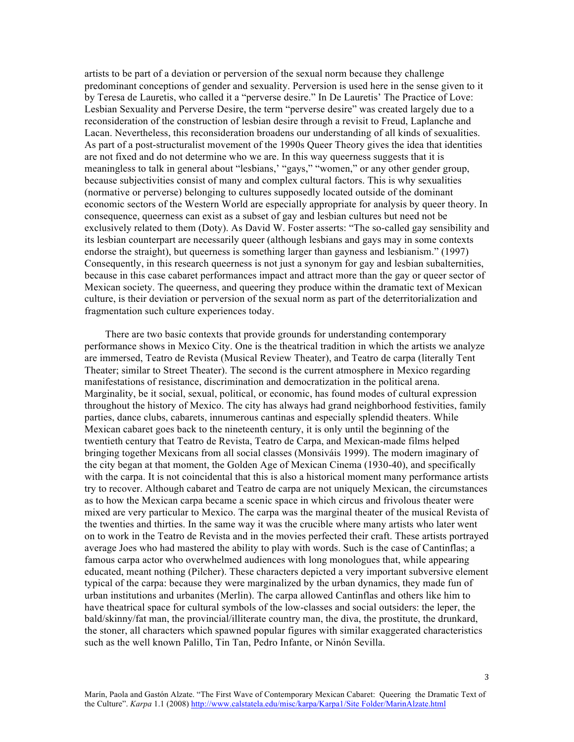artists to be part of a deviation or perversion of the sexual norm because they challenge predominant conceptions of gender and sexuality. Perversion is used here in the sense given to it by Teresa de Lauretis, who called it a "perverse desire." In De Lauretis' The Practice of Love: Lesbian Sexuality and Perverse Desire, the term "perverse desire" was created largely due to a reconsideration of the construction of lesbian desire through a revisit to Freud, Laplanche and Lacan. Nevertheless, this reconsideration broadens our understanding of all kinds of sexualities. As part of a post-structuralist movement of the 1990s Queer Theory gives the idea that identities are not fixed and do not determine who we are. In this way queerness suggests that it is meaningless to talk in general about "lesbians,' "gays," "women," or any other gender group, because subjectivities consist of many and complex cultural factors. This is why sexualities (normative or perverse) belonging to cultures supposedly located outside of the dominant economic sectors of the Western World are especially appropriate for analysis by queer theory. In consequence, queerness can exist as a subset of gay and lesbian cultures but need not be exclusively related to them (Doty). As David W. Foster asserts: "The so-called gay sensibility and its lesbian counterpart are necessarily queer (although lesbians and gays may in some contexts endorse the straight), but queerness is something larger than gayness and lesbianism." (1997) Consequently, in this research queerness is not just a synonym for gay and lesbian subalternities, because in this case cabaret performances impact and attract more than the gay or queer sector of Mexican society. The queerness, and queering they produce within the dramatic text of Mexican culture, is their deviation or perversion of the sexual norm as part of the deterritorialization and fragmentation such culture experiences today.

There are two basic contexts that provide grounds for understanding contemporary performance shows in Mexico City. One is the theatrical tradition in which the artists we analyze are immersed, Teatro de Revista (Musical Review Theater), and Teatro de carpa (literally Tent Theater; similar to Street Theater). The second is the current atmosphere in Mexico regarding manifestations of resistance, discrimination and democratization in the political arena. Marginality, be it social, sexual, political, or economic, has found modes of cultural expression throughout the history of Mexico. The city has always had grand neighborhood festivities, family parties, dance clubs, cabarets, innumerous cantinas and especially splendid theaters. While Mexican cabaret goes back to the nineteenth century, it is only until the beginning of the twentieth century that Teatro de Revista, Teatro de Carpa, and Mexican-made films helped bringing together Mexicans from all social classes (Monsiváis 1999). The modern imaginary of the city began at that moment, the Golden Age of Mexican Cinema (1930-40), and specifically with the carpa. It is not coincidental that this is also a historical moment many performance artists try to recover. Although cabaret and Teatro de carpa are not uniquely Mexican, the circumstances as to how the Mexican carpa became a scenic space in which circus and frivolous theater were mixed are very particular to Mexico. The carpa was the marginal theater of the musical Revista of the twenties and thirties. In the same way it was the crucible where many artists who later went on to work in the Teatro de Revista and in the movies perfected their craft. These artists portrayed average Joes who had mastered the ability to play with words. Such is the case of Cantinflas; a famous carpa actor who overwhelmed audiences with long monologues that, while appearing educated, meant nothing (Pilcher). These characters depicted a very important subversive element typical of the carpa: because they were marginalized by the urban dynamics, they made fun of urban institutions and urbanites (Merlin). The carpa allowed Cantinflas and others like him to have theatrical space for cultural symbols of the low-classes and social outsiders: the leper, the bald/skinny/fat man, the provincial/illiterate country man, the diva, the prostitute, the drunkard, the stoner, all characters which spawned popular figures with similar exaggerated characteristics such as the well known Palillo, Tin Tan, Pedro Infante, or Ninón Sevilla.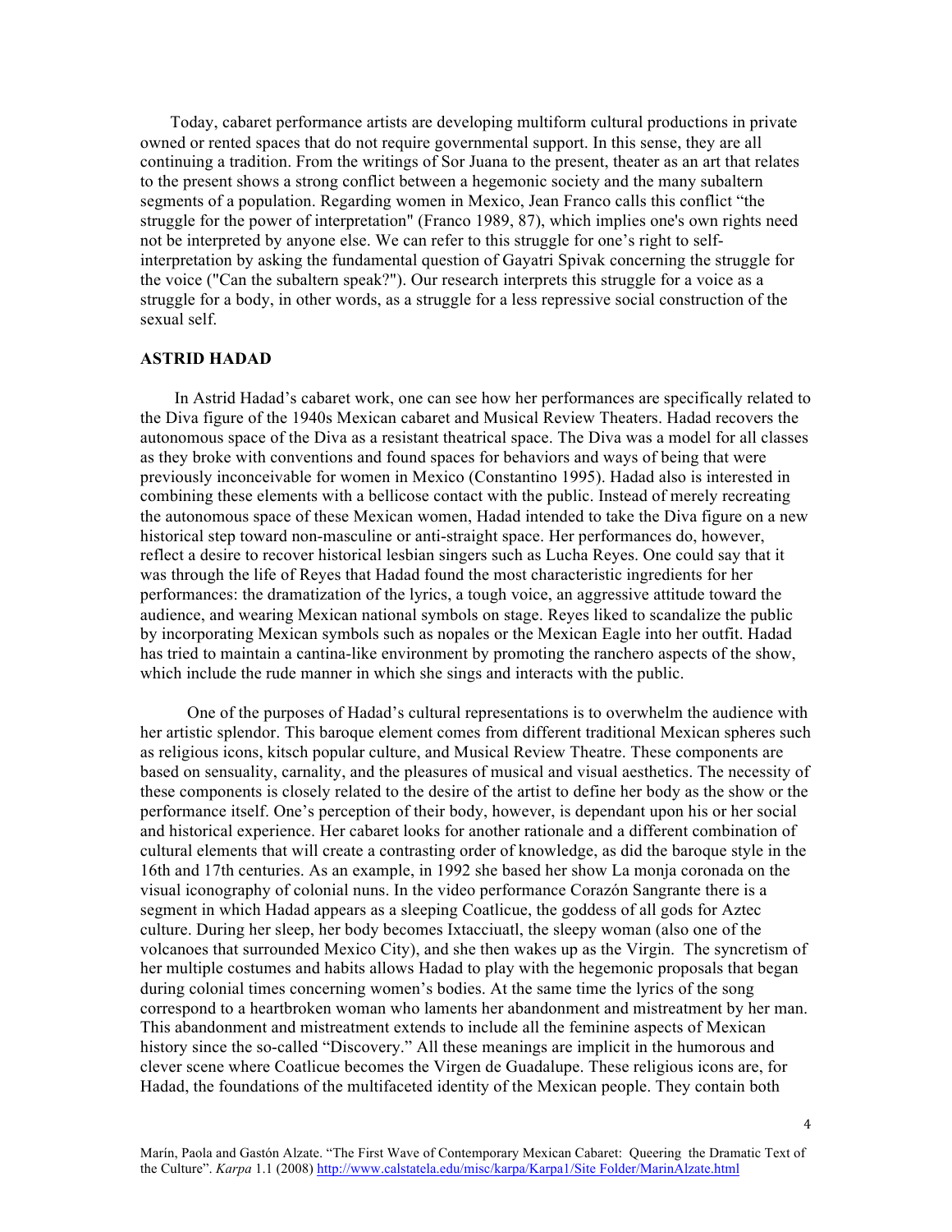Today, cabaret performance artists are developing multiform cultural productions in private owned or rented spaces that do not require governmental support. In this sense, they are all continuing a tradition. From the writings of Sor Juana to the present, theater as an art that relates to the present shows a strong conflict between a hegemonic society and the many subaltern segments of a population. Regarding women in Mexico, Jean Franco calls this conflict "the struggle for the power of interpretation" (Franco 1989, 87), which implies one's own rights need not be interpreted by anyone else. We can refer to this struggle for one's right to self-interpretation by asking the fundamental question of Gayatri Spivak concerning the struggle for the voice ("Can the subaltern speak?"). Our research interprets this struggle for a voice as a struggle for a body, in other words, as a struggle for a less repressive social construction of the sexual self.

## ASTRID HADAD

In Astrid Hadad's cabaret work, one can see how her performances are specifically related to the Diva figure of the 1940s Mexican cabaret and Musical Review Theaters. Hadad recovers the autonomous space of the Diva as a resistant theatrical space. The Diva was a model for all classes as they broke with conventions and found spaces for behaviors and ways of being that were previously inconceivable for women in Mexico (Constantino 1995). Hadad also is interested in combining these elements with a bellicose contact with the public. Instead of merely recreating the autonomous space of these Mexican women, Hadad intended to take the Diva figure on a new historical step toward non-masculine or anti-straight space. Her performances do, however, reflect a desire to recover historical lesbian singers such as Lucha Reyes. One could say that it was through the life of Reyes that Hadad found the most characteristic ingredients for her performances: the dramatization of the lyrics, a tough voice, an aggressive attitude toward the audience, and wearing Mexican national symbols on stage. Reyes liked to scandalize the public by incorporating Mexican symbols such as nopales or the Mexican Eagle into her outfit. Hadad has tried to maintain a cantina-like environment by promoting the ranchero aspects of the show, which include the rude manner in which she sings and interacts with the public.

One of the purposes of Hadad's cultural representations is to overwhelm the audience with her artistic splendor. This baroque element comes from different traditional Mexican spheres such as religious icons, kitsch popular culture, and Musical Review Theatre. These components are based on sensuality, carnality, and the pleasures of musical and visual aesthetics. The necessity of these components is closely related to the desire of the artist to define her body as the show or the performance itself. One's perception of their body, however, is dependant upon his or her social and historical experience. Her cabaret looks for another rationale and a different combination of cultural elements that will create a contrasting order of knowledge, as did the baroque style in the 16th and 17th centuries. As an example, in 1992 she based her show La monja coronada on the visual iconography of colonial nuns. In the video performance Corazón Sangrante there is a segment in which Hadad appears as a sleeping Coatlicue, the goddess of all gods for Aztec culture. During her sleep, her body becomes Ixtacciuatl, the sleepy woman (also one of the volcanoes that surrounded Mexico City), and she then wakes up as the Virgin. The syncretism of her multiple costumes and habits allows Hadad to play with the hegemonic proposals that began during colonial times concerning women's bodies. At the same time the lyrics of the song correspond to a heartbroken woman who laments her abandonment and mistreatment by her man. This abandonment and mistreatment extends to include all the feminine aspects of Mexican history since the so-called "Discovery." All these meanings are implicit in the humorous and clever scene where Coatlicue becomes the Virgen de Guadalupe. These religious icons are, for Hadad, the foundations of the multifaceted identity of the Mexican people. They contain both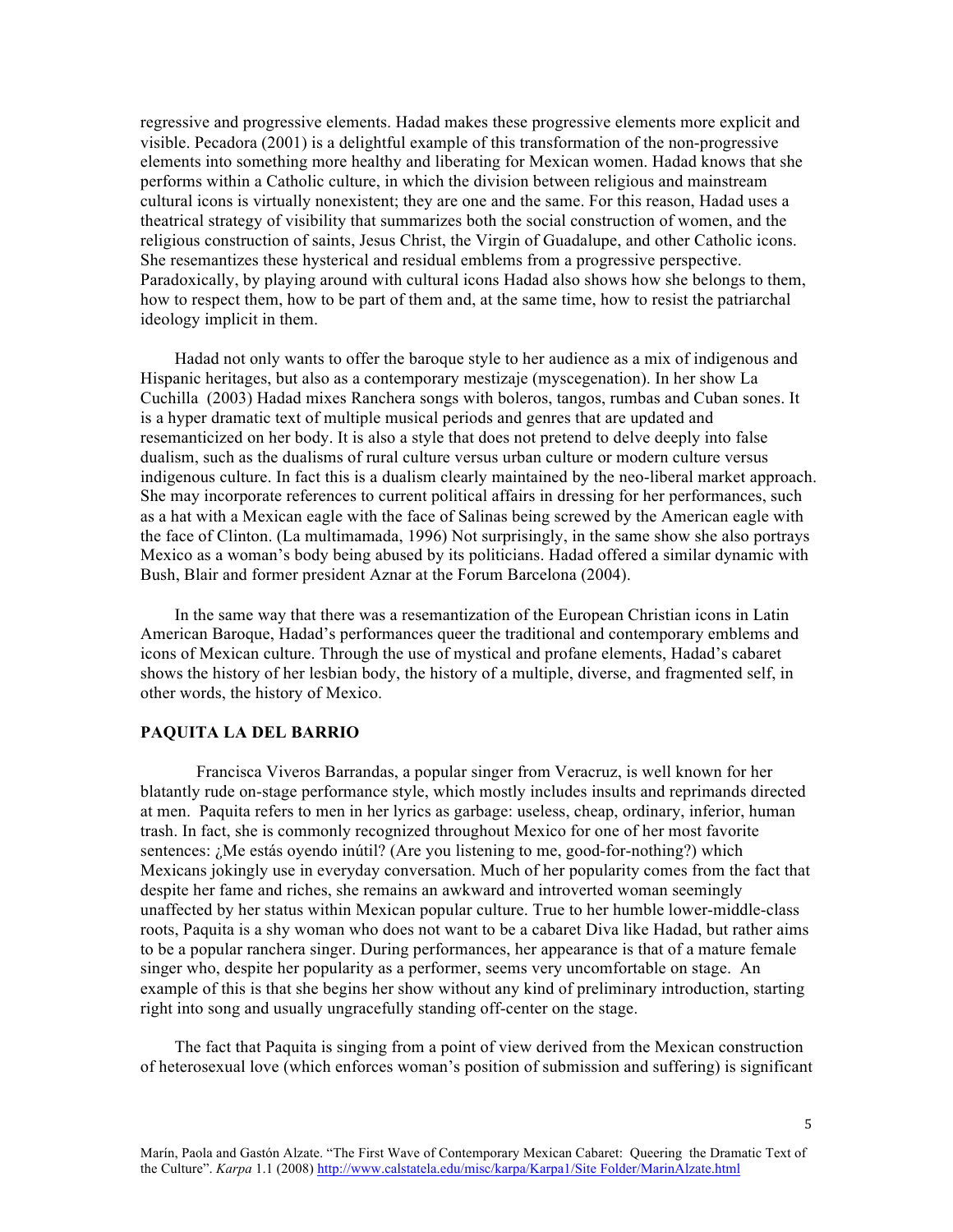regressive and progressive elements. Hadad makes these progressive elements more explicit and visible. Pecadora (2001) is a delightful example of this transformation of the non-progressive elements into something more healthy and liberating for Mexican women. Hadad knows that she performs within a Catholic culture, in which the division between religious and mainstream cultural icons is virtually nonexistent; they are one and the same. For this reason, Hadad uses a theatrical strategy of visibility that summarizes both the social construction of women, and the religious construction of saints, Jesus Christ, the Virgin of Guadalupe, and other Catholic icons. She resemantizes these hysterical and residual emblems from a progressive perspective. Paradoxically, by playing around with cultural icons Hadad also shows how she belongs to them, how to respect them, how to be part of them and, at the same time, how to resist the patriarchal ideology implicit in them.

Hadad not only wants to offer the baroque style to her audience as a mix of indigenous and Hispanic heritages, but also as a contemporary mestizaje (myscegenation). In her show La Cuchilla (2003) Hadad mixes Ranchera songs with boleros, tangos, rumbas and Cuban sones. It is a hyper dramatic text of multiple musical periods and genres that are updated and resemanticized on her body. It is also a style that does not pretend to delve deeply into false dualism, such as the dualisms of rural culture versus urban culture or modern culture versus indigenous culture. In fact this is a dualism clearly maintained by the neo-liberal market approach. She may incorporate references to current political affairs in dressing for her performances, such as a hat with a Mexican eagle with the face of Salinas being screwed by the American eagle with the face of Clinton. (La multimamada, 1996) Not surprisingly, in the same show she also portrays Mexico as a woman's body being abused by its politicians. Hadad offered a similar dynamic with Bush, Blair and former president Aznar at the Forum Barcelona (2004).

In the same way that there was a resemantization of the European Christian icons in Latin American Baroque, Hadad's performances queer the traditional and contemporary emblems and icons of Mexican culture. Through the use of mystical and profane elements, Hadad's cabaret shows the history of her lesbian body, the history of a multiple, diverse, and fragmented self, in other words, the history of Mexico.

## PAQUITA LA DEL BARRIO

Francisca Viveros Barrandas, a popular singer from Veracruz, is well known for her blatantly rude on-stage performance style, which mostly includes insults and reprimands directed at men. Paquita refers to men in her lyrics as garbage: useless, cheap, ordinary, inferior, human trash. In fact, she is commonly recognized throughout Mexico for one of her most favorite sentences: ¿Me estás oyendo inútil? (Are you listening to me, good-for-nothing?) which Mexicans jokingly use in everyday conversation. Much of her popularity comes from the fact that despite her fame and riches, she remains an awkward and introverted woman seemingly unaffected by her status within Mexican popular culture. True to her humble lower-middle-class roots, Paquita is a shy woman who does not want to be a cabaret Diva like Hadad, but rather aims to be a popular ranchera singer. During performances, her appearance is that of a mature female singer who, despite her popularity as a performer, seems very uncomfortable on stage. An example of this is that she begins her show without any kind of preliminary introduction, starting right into song and usually ungracefully standing off-center on the stage.

The fact that Paquita is singing from a point of view derived from the Mexican construction of heterosexual love (which enforces woman's position of submission and suffering) is significant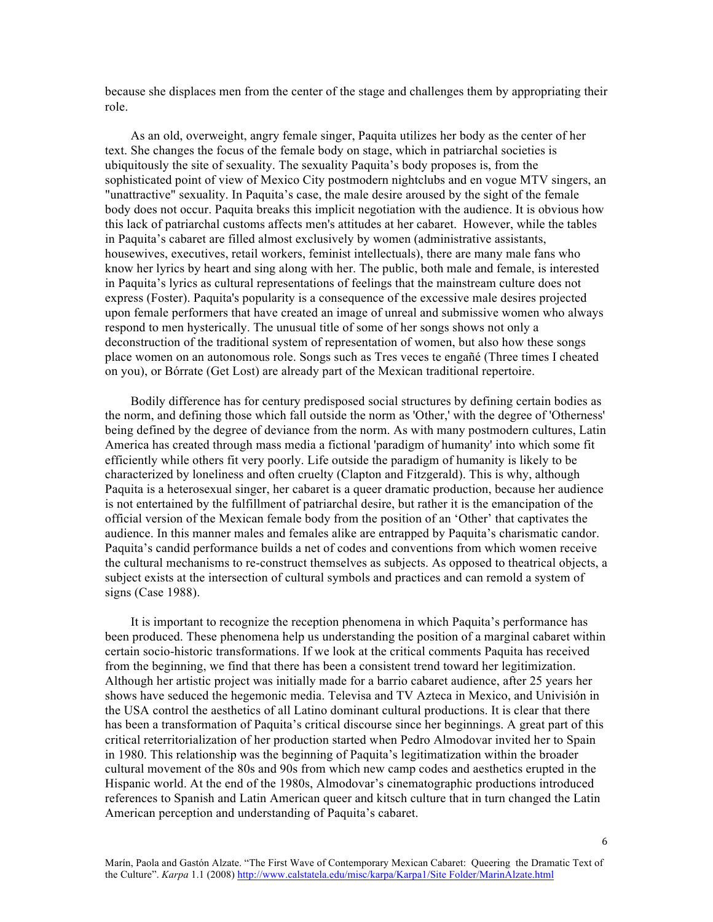because she displaces men from the center of the stage and challenges them by appropriating their role.

As an old, overweight, angry female singer, Paquita utilizes her body as the center of her text. She changes the focus of the female body on stage, which in patriarchal societies is ubiquitously the site of sexuality. The sexuality Paquita's body proposes is, from the sophisticated point of view of Mexico City postmodern nightclubs and en vogue MTV singers, an "unattractive" sexuality. In Paquita's case, the male desire aroused by the sight of the female body does not occur. Paquita breaks this implicit negotiation with the audience. It is obvious how this lack of patriarchal customs affects men's attitudes at her cabaret. However, while the tables in Paquita's cabaret are filled almost exclusively by women (administrative assistants, housewives, executives, retail workers, feminist intellectuals), there are many male fans who know her lyrics by heart and sing along with her. The public, both male and female, is interested in Paquita's lyrics as cultural representations of feelings that the mainstream culture does not express (Foster). Paquita's popularity is a consequence of the excessive male desires projected upon female performers that have created an image of unreal and submissive women who always respond to men hysterically. The unusual title of some of her songs shows not only a deconstruction of the traditional system of representation of women, but also how these songs place women on an autonomous role. Songs such as Tres veces te engañé (Three times I cheated on you), or Bórrate (Get Lost) are already part of the Mexican traditional repertoire.

Bodily difference has for century predisposed social structures by defining certain bodies as the norm, and defining those which fall outside the norm as 'Other,' with the degree of 'Otherness' being defined by the degree of deviance from the norm. As with many postmodern cultures, Latin America has created through mass media a fictional 'paradigm of humanity' into which some fit efficiently while others fit very poorly. Life outside the paradigm of humanity is likely to be characterized by loneliness and often cruelty (Clapton and Fitzgerald). This is why, although Paquita is a heterosexual singer, her cabaret is a queer dramatic production, because her audience is not entertained by the fulfillment of patriarchal desire, but rather it is the emancipation of the official version of the Mexican female body from the position of an 'Other' that captivates the audience. In this manner males and females alike are entrapped by Paquita's charismatic candor. Paquita's candid performance builds a net of codes and conventions from which women receive the cultural mechanisms to re-construct themselves as subjects. As opposed to theatrical objects, a subject exists at the intersection of cultural symbols and practices and can remold a system of signs (Case 1988).

It is important to recognize the reception phenomena in which Paquita's performance has been produced. These phenomena help us understanding the position of a marginal cabaret within certain socio-historic transformations. If we look at the critical comments Paquita has received from the beginning, we find that there has been a consistent trend toward her legitimization. Although her artistic project was initially made for a barrio cabaret audience, after 25 years her shows have seduced the hegemonic media. Televisa and TV Azteca in Mexico, and Univisión in the USA control the aesthetics of all Latino dominant cultural productions. It is clear that there has been a transformation of Paquita's critical discourse since her beginnings. A great part of this critical reterritorialization of her production started when Pedro Almodovar invited her to Spain in 1980. This relationship was the beginning of Paquita's legitimatization within the broader cultural movement of the 80s and 90s from which new camp codes and aesthetics erupted in the Hispanic world. At the end of the 1980s, Almodovar's cinematographic productions introduced references to Spanish and Latin American queer and kitsch culture that in turn changed the Latin American perception and understanding of Paquita's cabaret.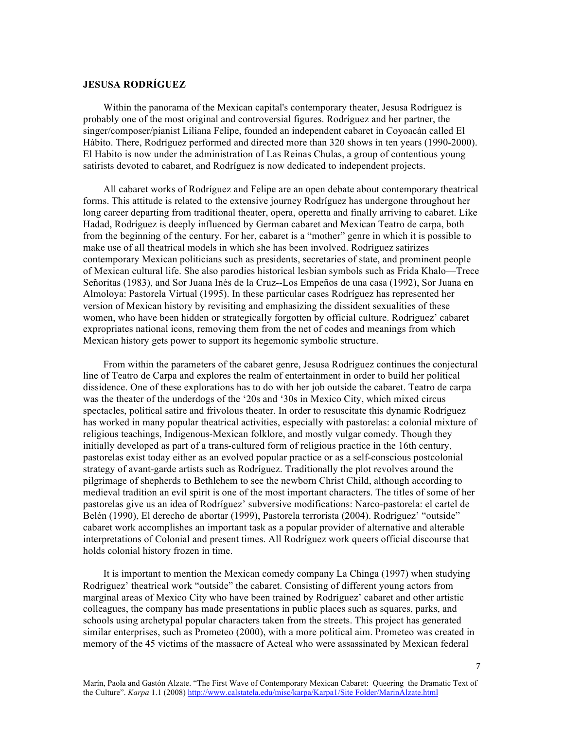**JESUSA RODRÍGUEZ**

Within the panorama of the Mexican capital's contemporary theater, Jesusa Rodríguez is probably one of the most original and controversial figures. Rodríguez and her partner, the singer/composer/pianist Liliana Felipe, founded an independent cabaret in Coyoacán called El Hábito. There, Rodríguez performed and directed more than 320 shows in ten years (1990-2000). El Habito is now under the administration of Las Reinas Chulas, a group of contentious young satirists devoted to cabaret, and Rodríguez is now dedicated to independent projects.

All cabaret works of Rodríguez and Felipe are an open debate about contemporary theatrical forms. This attitude is related to the extensive journey Rodríguez has undergone throughout her long career departing from traditional theater, opera, operetta and finally arriving to cabaret. Like Hadad, Rodríguez is deeply influenced by German cabaret and Mexican Teatro de carpa, both from the beginning of the century. For her, cabaret is a "mother" genre in which it is possible to make use of all theatrical models in which she has been involved. Rodríguez satirizes contemporary Mexican politicians such as presidents, secretaries of state, and prominent people of Mexican cultural life. She also parodies historical lesbian symbols such as Frida Khalo—Trece Señoritas (1983), and Sor Juana Inés de la Cruz--Los Empeños de una casa (1992), Sor Juana en Almoloya: Pastorela Virtual (1995). In these particular cases Rodríguez has represented her version of Mexican history by revisiting and emphasizing the dissident sexualities of these women, who have been hidden or strategically forgotten by official culture. Rodriguez' cabaret expropriates national icons, removing them from the net of codes and meanings from which Mexican history gets power to support its hegemonic symbolic structure.

From within the parameters of the cabaret genre, Jesusa Rodríguez continues the conjectural line of Teatro de Carpa and explores the realm of entertainment in order to build her political dissidence. One of these explorations has to do with her job outside the cabaret. Teatro de carpa was the theater of the underdogs of the '20s and '30s in Mexico City, which mixed circus spectacles, political satire and frivolous theater. In order to resuscitate this dynamic Rodríguez has worked in many popular theatrical activities, especially with pastorelas: a colonial mixture of religious teachings, Indigenous-Mexican folklore, and mostly vulgar comedy. Though they initially developed as part of a trans-cultured form of religious practice in the 16th century, pastorelas exist today either as an evolved popular practice or as a self-conscious postcolonial strategy of avant-garde artists such as Rodríguez. Traditionally the plot revolves around the pilgrimage of shepherds to Bethlehem to see the newborn Christ Child, although according to medieval tradition an evil spirit is one of the most important characters. The titles of some of her pastorelas give us an idea of Rodríguez' subversive modifications: Narco-pastorela: el cartel de Belén (1990), El derecho de abortar (1999), Pastorela terrorista (2004). Rodríguez' "outside" cabaret work accomplishes an important task as a popular provider of alternative and alterable interpretations of Colonial and present times. All Rodríguez work queers official discourse that holds colonial history frozen in time.

It is important to mention the Mexican comedy company La Chinga (1997) when studying Rodriguez' theatrical work "outside" the cabaret. Consisting of different young actors from marginal areas of Mexico City who have been trained by Rodríguez' cabaret and other artistic colleagues, the company has made presentations in public places such as squares, parks, and schools using archetypal popular characters taken from the streets. This project has generated similar enterprises, such as Prometeo (2000), with a more political aim. Prometeo was created in memory of the 45 victims of the massacre of Acteal who were assassinated by Mexican federal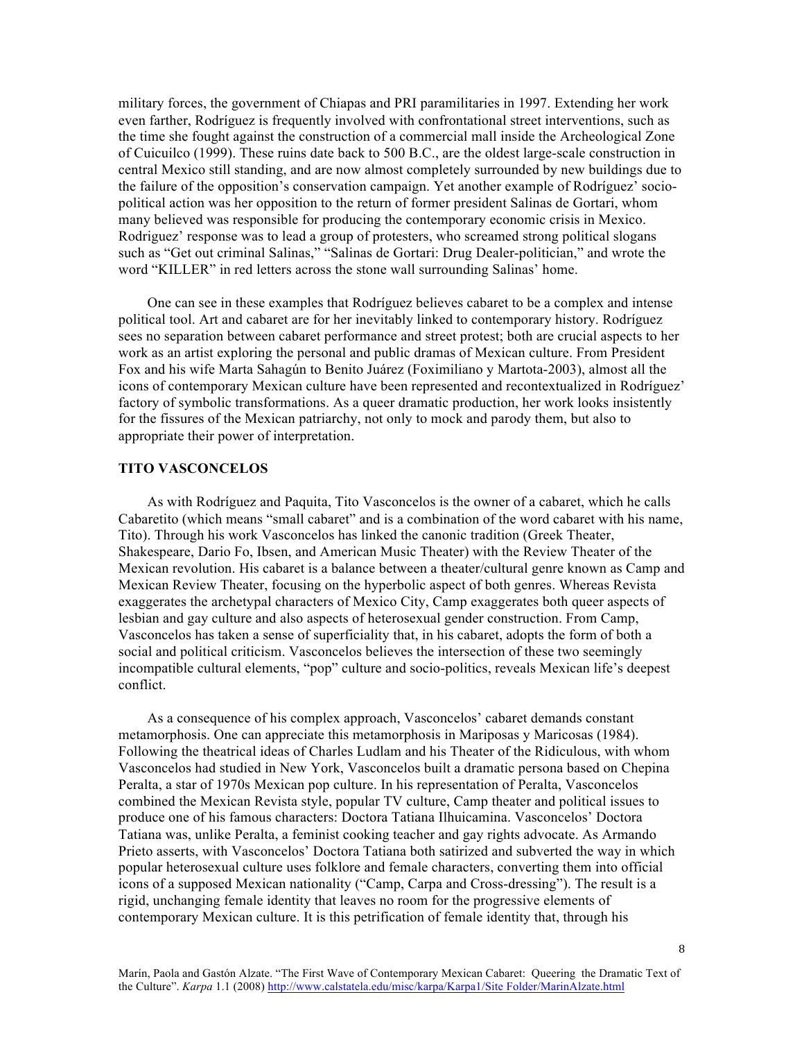military forces, the government of Chiapas and PRI paramilitaries in 1997. Extending her work even farther, Rodríguez is frequently involved with confrontational street interventions, such as the time she fought against the construction of a commercial mall inside the Archeological Zone of Cuicuilco (1999). These ruins date back to 500 B.C., are the oldest large-scale construction in central Mexico still standing, and are now almost completely surrounded by new buildings due to the failure of the opposition's conservation campaign. Yet another example of Rodríguez' socio-political action was her opposition to the return of former president Salinas de Gortari, whom many believed was responsible for producing the contemporary economic crisis in Mexico. Rodriguez' response was to lead a group of protesters, who screamed strong political slogans such as "Get out criminal Salinas," "Salinas de Gortari: Drug Dealer-politician," and wrote the word "KILLER" in red letters across the stone wall surrounding Salinas' home.

One can see in these examples that Rodríguez believes cabaret to be a complex and intense political tool. Art and cabaret are for her inevitably linked to contemporary history. Rodríguez sees no separation between cabaret performance and street protest; both are crucial aspects to her work as an artist exploring the personal and public dramas of Mexican culture. From President Fox and his wife Marta Sahagún to Benito Juárez (Foximiliano y Martota-2003), almost all the icons of contemporary Mexican culture have been represented and recontextualized in Rodríguez' factory of symbolic transformations. As a queer dramatic production, her work looks insistently for the fissures of the Mexican patriarchy, not only to mock and parody them, but also to appropriate their power of interpretation.

## TITO VASCONCELOS

As with Rodríguez and Paquita, Tito Vasconcelos is the owner of a cabaret, which he calls Cabaretito (which means "small cabaret" and is a combination of the word cabaret with his name, Tito). Through his work Vasconcelos has linked the canonic tradition (Greek Theater, Shakespeare, Dario Fo, Ibsen, and American Music Theater) with the Review Theater of the Mexican revolution. His cabaret is a balance between a theater/cultural genre known as Camp and Mexican Review Theater, focusing on the hyperbolic aspect of both genres. Whereas Revista exaggerates the archetypal characters of Mexico City, Camp exaggerates both queer aspects of lesbian and gay culture and also aspects of heterosexual gender construction. From Camp, Vasconcelos has taken a sense of superficiality that, in his cabaret, adopts the form of both a social and political criticism. Vasconcelos believes the intersection of these two seemingly incompatible cultural elements, "pop" culture and socio-politics, reveals Mexican life's deepest conflict.

As a consequence of his complex approach, Vasconcelos' cabaret demands constant metamorphosis. One can appreciate this metamorphosis in Mariposas y Maricosas (1984). Following the theatrical ideas of Charles Ludlam and his Theater of the Ridiculous, with whom Vasconcelos had studied in New York, Vasconcelos built a dramatic persona based on Chepina Peralta, a star of 1970s Mexican pop culture. In his representation of Peralta, Vasconcelos combined the Mexican Revista style, popular TV culture, Camp theater and political issues to produce one of his famous characters: Doctora Tatiana Ilhuicamina. Vasconcelos' Doctora Tatiana was, unlike Peralta, a feminist cooking teacher and gay rights advocate. As Armando Prieto asserts, with Vasconcelos' Doctora Tatiana both satirized and subverted the way in which popular heterosexual culture uses folklore and female characters, converting them into official icons of a supposed Mexican nationality ("Camp, Carpa and Cross-dressing"). The result is a rigid, unchanging female identity that leaves no room for the progressive elements of contemporary Mexican culture. It is this petrification of female identity that, through his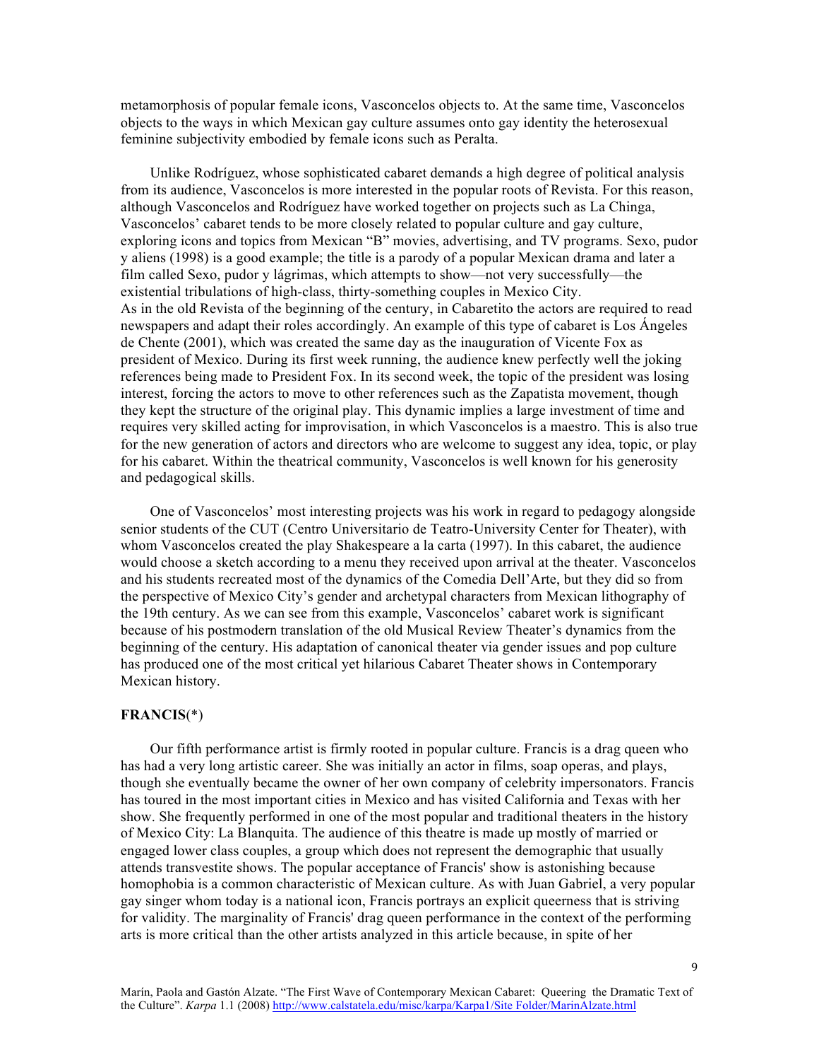metamorphosis of popular female icons, Vasconcelos objects to. At the same time, Vasconcelos objects to the ways in which Mexican gay culture assumes onto gay identity the heterosexual feminine subjectivity embodied by female icons such as Peralta.

Unlike Rodríguez, whose sophisticated cabaret demands a high degree of political analysis from its audience, Vasconcelos is more interested in the popular roots of Revista. For this reason, although Vasconcelos and Rodríguez have worked together on projects such as La Chinga, Vasconcelos' cabaret tends to be more closely related to popular culture and gay culture, exploring icons and topics from Mexican "B" movies, advertising, and TV programs. Sexo, pudor y aliens (1998) is a good example; the title is a parody of a popular Mexican drama and later a film called Sexo, pudor y lágrimas, which attempts to show—not very successfully—the existential tribulations of high-class, thirty-something couples in Mexico City.

As in the old Revista of the beginning of the century, in Cabaretito the actors are required to read newspapers and adapt their roles accordingly. An example of this type of cabaret is Los Ángeles de Chente (2001), which was created the same day as the inauguration of Vicente Fox as president of Mexico. During its first week running, the audience knew perfectly well the joking references being made to President Fox. In its second week, the topic of the president was losing interest, forcing the actors to move to other references such as the Zapatista movement, though they kept the structure of the original play. This dynamic implies a large investment of time and requires very skilled acting for improvisation, in which Vasconcelos is a maestro. This is also true for the new generation of actors and directors who are welcome to suggest any idea, topic, or play for his cabaret. Within the theatrical community, Vasconcelos is well known for his generosity and pedagogical skills.

One of Vasconcelos' most interesting projects was his work in regard to pedagogy alongside senior students of the CUT (Centro Universitario de Teatro-University Center for Theater), with whom Vasconcelos created the play Shakespeare a la carta (1997). In this cabaret, the audience would choose a sketch according to a menu they received upon arrival at the theater. Vasconcelos and his students recreated most of the dynamics of the Comedia Dell'Arte, but they did so from the perspective of Mexico City's gender and archetypal characters from Mexican lithography of the 19th century. As we can see from this example, Vasconcelos' cabaret work is significant because of his postmodern translation of the old Musical Review Theater's dynamics from the beginning of the century. His adaptation of canonical theater via gender issues and pop culture has produced one of the most critical yet hilarious Cabaret Theater shows in Contemporary Mexican history.

**FRANCIS**(*)

Our fifth performance artist is firmly rooted in popular culture. Francis is a drag queen who has had a very long artistic career. She was initially an actor in films, soap operas, and plays, though she eventually became the owner of her own company of celebrity impersonators. Francis has toured in the most important cities in Mexico and has visited California and Texas with her show. She frequently performed in one of the most popular and traditional theaters in the history of Mexico City: La Blanquita. The audience of this theatre is made up mostly of married or engaged lower class couples, a group which does not represent the demographic that usually attends transvestite shows. The popular acceptance of Francis' show is astonishing because homophobia is a common characteristic of Mexican culture. As with Juan Gabriel, a very popular gay singer whom today is a national icon, Francis portrays an explicit queerness that is striving for validity. The marginality of Francis' drag queen performance in the context of the performing arts is more critical than the other artists analyzed in this article because, in spite of her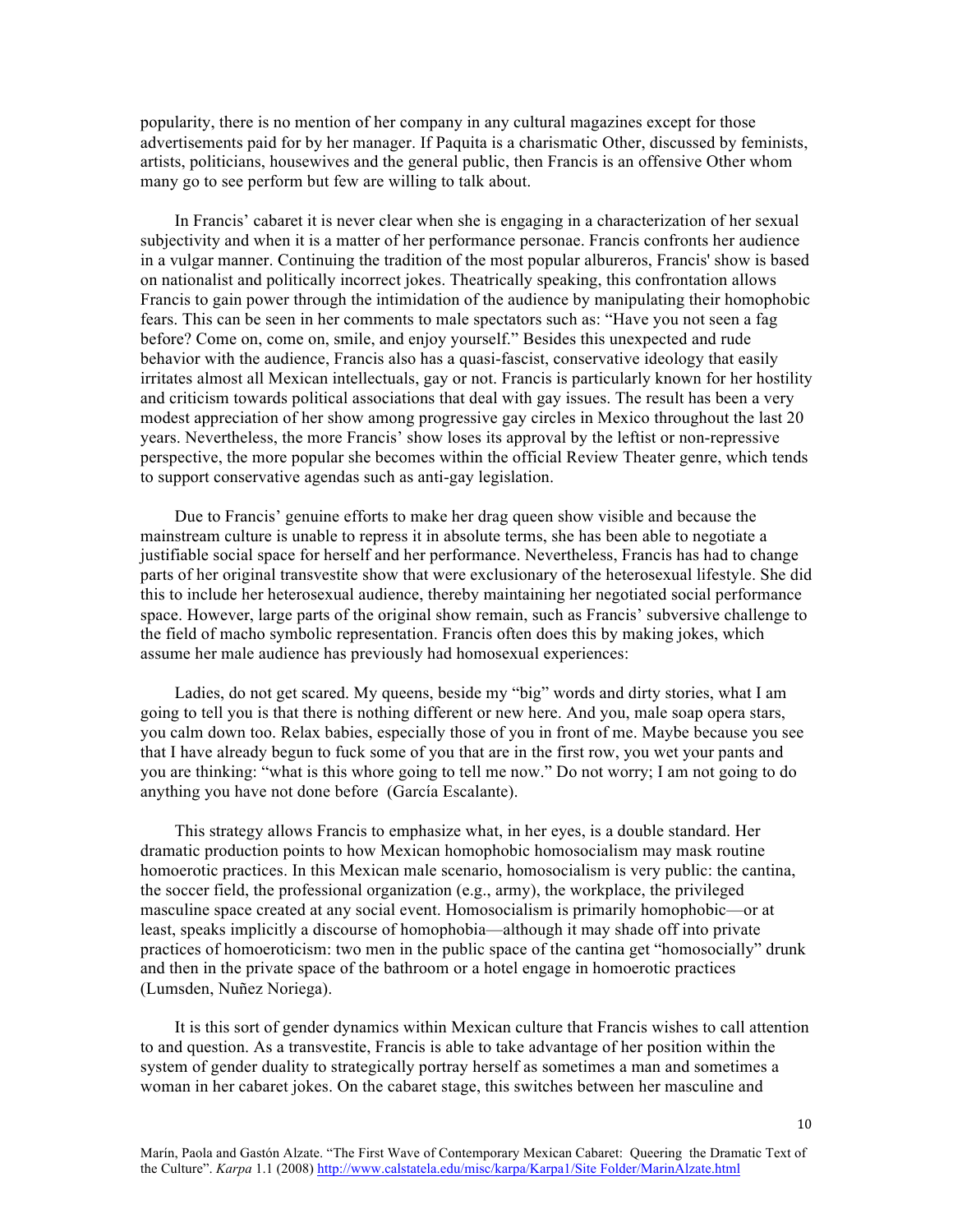popularity, there is no mention of her company in any cultural magazines except for those advertisements paid for by her manager. If Paquita is a charismatic Other, discussed by feminists, artists, politicians, housewives and the general public, then Francis is an offensive Other whom many go to see perform but few are willing to talk about.

In Francis' cabaret it is never clear when she is engaging in a characterization of her sexual subjectivity and when it is a matter of her performance personae. Francis confronts her audience in a vulgar manner. Continuing the tradition of the most popular albureros, Francis' show is based on nationalist and politically incorrect jokes. Theatrically speaking, this confrontation allows Francis to gain power through the intimidation of the audience by manipulating their homophobic fears. This can be seen in her comments to male spectators such as: "Have you not seen a fag before? Come on, come on, smile, and enjoy yourself." Besides this unexpected and rude behavior with the audience, Francis also has a quasi-fascist, conservative ideology that easily irritates almost all Mexican intellectuals, gay or not. Francis is particularly known for her hostility and criticism towards political associations that deal with gay issues. The result has been a very modest appreciation of her show among progressive gay circles in Mexico throughout the last 20 years. Nevertheless, the more Francis' show loses its approval by the leftist or non-repressive perspective, the more popular she becomes within the official Review Theater genre, which tends to support conservative agendas such as anti-gay legislation.

Due to Francis' genuine efforts to make her drag queen show visible and because the mainstream culture is unable to repress it in absolute terms, she has been able to negotiate a justifiable social space for herself and her performance. Nevertheless, Francis has had to change parts of her original transvestite show that were exclusionary of the heterosexual lifestyle. She did this to include her heterosexual audience, thereby maintaining her negotiated social performance space. However, large parts of the original show remain, such as Francis' subversive challenge to the field of macho symbolic representation. Francis often does this by making jokes, which assume her male audience has previously had homosexual experiences:

> Ladies, do not get scared. My queens, beside my "big" words and dirty stories, what I am going to tell you is that there is nothing different or new here. And you, male soap opera stars, you calm down too. Relax babies, especially those of you in front of me. Maybe because you see that I have already begun to fuck some of you that are in the first row, you wet your pants and you are thinking: "what is this whore going to tell me now." Do not worry; I am not going to do anything you have not done before (García Escalante).

This strategy allows Francis to emphasize what, in her eyes, is a double standard. Her dramatic production points to how Mexican homophobic homosocialism may mask routine homoerotic practices. In this Mexican male scenario, homosocialism is very public: the cantina, the soccer field, the professional organization (e.g., army), the workplace, the privileged masculine space created at any social event. Homosocialism is primarily homophobic—or at least, speaks implicitly a discourse of homophobia—although it may shade off into private practices of homoeroticism: two men in the public space of the cantina get "homosocially" drunk and then in the private space of the bathroom or a hotel engage in homoerotic practices (Lumsden, Nuñez Noriega).

It is this sort of gender dynamics within Mexican culture that Francis wishes to call attention to and question. As a transvestite, Francis is able to take advantage of her position within the system of gender duality to strategically portray herself as sometimes a man and sometimes a woman in her cabaret jokes. On the cabaret stage, this switches between her masculine and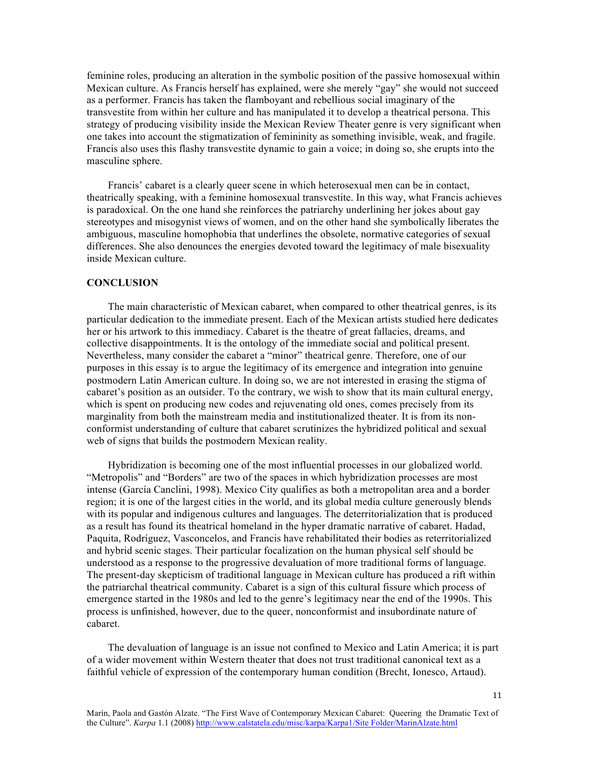feminine roles, producing an alteration in the symbolic position of the passive homosexual within Mexican culture. As Francis herself has explained, were she merely "gay" she would not succeed as a performer. Francis has taken the flamboyant and rebellious social imaginary of the transvestite from within her culture and has manipulated it to develop a theatrical persona. This strategy of producing visibility inside the Mexican Review Theater genre is very significant when one takes into account the stigmatization of femininity as something invisible, weak, and fragile. Francis also uses this flashy transvestite dynamic to gain a voice; in doing so, she erupts into the masculine sphere.

Francis' cabaret is a clearly queer scene in which heterosexual men can be in contact, theatrically speaking, with a feminine homosexual transvestite. In this way, what Francis achieves is paradoxical. On the one hand she reinforces the patriarchy underlining her jokes about gay stereotypes and misogynist views of women, and on the other hand she symbolically liberates the ambiguous, masculine homophobia that underlines the obsolete, normative categories of sexual differences. She also denounces the energies devoted toward the legitimacy of male bisexuality inside Mexican culture.

## CONCLUSION

The main characteristic of Mexican cabaret, when compared to other theatrical genres, is its particular dedication to the immediate present. Each of the Mexican artists studied here dedicates her or his artwork to this immediacy. Cabaret is the theatre of great fallacies, dreams, and collective disappointments. It is the ontology of the immediate social and political present. Nevertheless, many consider the cabaret a "minor" theatrical genre. Therefore, one of our purposes in this essay is to argue the legitimacy of its emergence and integration into genuine postmodern Latin American culture. In doing so, we are not interested in erasing the stigma of cabaret's position as an outsider. To the contrary, we wish to show that its main cultural energy, which is spent on producing new codes and rejuvenating old ones, comes precisely from its marginality from both the mainstream media and institutionalized theater. It is from its non-conformist understanding of culture that cabaret scrutinizes the hybridized political and sexual web of signs that builds the postmodern Mexican reality.

Hybridization is becoming one of the most influential processes in our globalized world. "Metropolis" and "Borders" are two of the spaces in which hybridization processes are most intense (García Canclini, 1998). Mexico City qualifies as both a metropolitan area and a border region; it is one of the largest cities in the world, and its global media culture generously blends with its popular and indigenous cultures and languages. The deterritorialization that is produced as a result has found its theatrical homeland in the hyper dramatic narrative of cabaret. Hadad, Paquita, Rodríguez, Vasconcelos, and Francis have rehabilitated their bodies as reterritorialized and hybrid scenic stages. Their particular focalization on the human physical self should be understood as a response to the progressive devaluation of more traditional forms of language. The present-day skepticism of traditional language in Mexican culture has produced a rift within the patriarchal theatrical community. Cabaret is a sign of this cultural fissure which process of emergence started in the 1980s and led to the genre's legitimacy near the end of the 1990s. This process is unfinished, however, due to the queer, nonconformist and insubordinate nature of cabaret.

The devaluation of language is an issue not confined to Mexico and Latin America; it is part of a wider movement within Western theater that does not trust traditional canonical text as a faithful vehicle of expression of the contemporary human condition (Brecht, Ionesco, Artaud).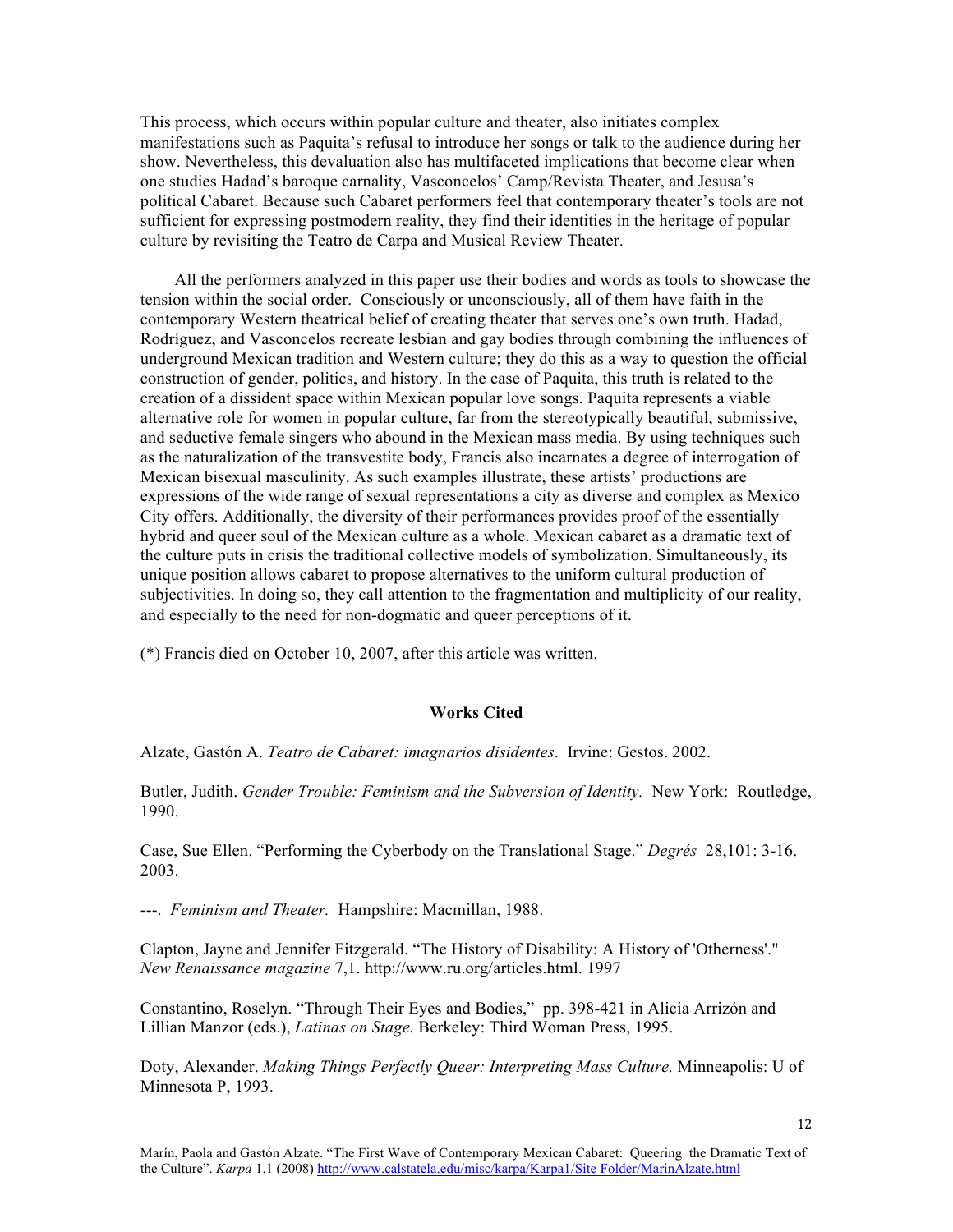This process, which occurs within popular culture and theater, also initiates complex manifestations such as Paquita's refusal to introduce her songs or talk to the audience during her show. Nevertheless, this devaluation also has multifaceted implications that become clear when one studies Hadad's baroque carnality, Vasconcelos' Camp/Revista Theater, and Jesusa's political Cabaret. Because such Cabaret performers feel that contemporary theater's tools are not sufficient for expressing postmodern reality, they find their identities in the heritage of popular culture by revisiting the Teatro de Carpa and Musical Review Theater.

All the performers analyzed in this paper use their bodies and words as tools to showcase the tension within the social order. Consciously or unconsciously, all of them have faith in the contemporary Western theatrical belief of creating theater that serves one's own truth. Hadad, Rodríguez, and Vasconcelos recreate lesbian and gay bodies through combining the influences of underground Mexican tradition and Western culture; they do this as a way to question the official construction of gender, politics, and history. In the case of Paquita, this truth is related to the creation of a dissident space within Mexican popular love songs. Paquita represents a viable alternative role for women in popular culture, far from the stereotypically beautiful, submissive, and seductive female singers who abound in the Mexican mass media. By using techniques such as the naturalization of the transvestite body, Francis also incarnates a degree of interrogation of Mexican bisexual masculinity. As such examples illustrate, these artists' productions are expressions of the wide range of sexual representations a city as diverse and complex as Mexico City offers. Additionally, the diversity of their performances provides proof of the essentially hybrid and queer soul of the Mexican culture as a whole. Mexican cabaret as a dramatic text of the culture puts in crisis the traditional collective models of symbolization. Simultaneously, its unique position allows cabaret to propose alternatives to the uniform cultural production of subjectivities. In doing so, they call attention to the fragmentation and multiplicity of our reality, and especially to the need for non-dogmatic and queer perceptions of it.

(*) Francis died on October 10, 2007, after this article was written.

**Works Cited**

Alzate, Gastón A. *Teatro de Cabaret: imagnarios disidentes*. Irvine: Gestos. 2002.

Butler, Judith. *Gender Trouble: Feminism and the Subversion of Identity.* New York: Routledge, 1990.

Case, Sue Ellen. "Performing the Cyberbody on the Translational Stage." *Degrés* 28,101: 3-16. 2003.

---. *Feminism and Theater.* Hampshire: Macmillan, 1988.

Clapton, Jayne and Jennifer Fitzgerald. "The History of Disability: A History of 'Otherness'." *New Renaissance magazine* 7,1. http://www.ru.org/articles.html. 1997

Constantino, Roselyn. "Through Their Eyes and Bodies," pp. 398-421 in Alicia Arrizón and Lillian Manzor (eds.), *Latinas on Stage.* Berkeley: Third Woman Press, 1995.

Doty, Alexander. *Making Things Perfectly Queer: Interpreting Mass Culture.* Minneapolis: U of Minnesota P, 1993.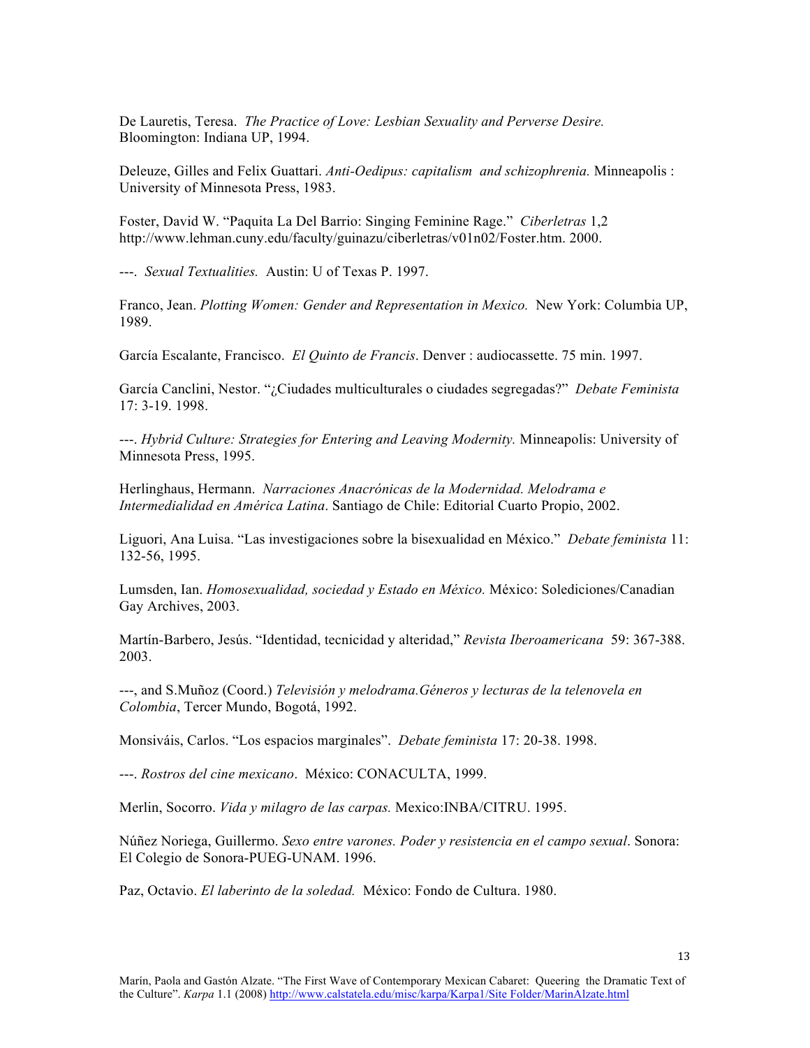De Lauretis, Teresa. *The Practice of Love: Lesbian Sexuality and Perverse Desire.* Bloomington: Indiana UP, 1994.

Deleuze, Gilles and Felix Guattari. *Anti-Oedipus: capitalism and schizophrenia.* Minneapolis : University of Minnesota Press, 1983.

Foster, David W. "Paquita La Del Barrio: Singing Feminine Rage." *Ciberletras* 1,2 http://www.lehman.cuny.edu/faculty/guinazu/ciberletras/v01n02/Foster.htm. 2000.

---. *Sexual Textualities.* Austin: U of Texas P. 1997.

Franco, Jean. *Plotting Women: Gender and Representation in Mexico.* New York: Columbia UP, 1989.

García Escalante, Francisco. *El Quinto de Francis*. Denver : audiocassette. 75 min. 1997.

García Canclini, Nestor. "¿Ciudades multiculturales o ciudades segregadas?" *Debate Feminista* 17: 3-19. 1998.

---. *Hybrid Culture: Strategies for Entering and Leaving Modernity.* Minneapolis: University of Minnesota Press, 1995.

Herlinghaus, Hermann. *Narraciones Anacrónicas de la Modernidad. Melodrama e Intermedialidad en América Latina*. Santiago de Chile: Editorial Cuarto Propio, 2002.

Liguori, Ana Luisa. "Las investigaciones sobre la bisexualidad en México." *Debate feminista* 11: 132-56, 1995.

Lumsden, Ian. *Homosexualidad, sociedad y Estado en México.* México: Solediciones/Canadian Gay Archives, 2003.

Martín-Barbero, Jesús. "Identidad, tecnicidad y alteridad," *Revista Iberoamericana* 59: 367-388. 2003.

---, and S.Muñoz (Coord.) *Televisión y melodrama.Géneros y lecturas de la telenovela en Colombia*, Tercer Mundo, Bogotá, 1992.

Monsiváis, Carlos. "Los espacios marginales". *Debate feminista* 17: 20-38. 1998.

---. *Rostros del cine mexicano*. México: CONACULTA, 1999.

Merlin, Socorro. *Vida y milagro de las carpas.* Mexico:INBA/CITRU. 1995.

Núñez Noriega, Guillermo. *Sexo entre varones. Poder y resistencia en el campo sexual*. Sonora: El Colegio de Sonora-PUEG-UNAM. 1996.

Paz, Octavio. *El laberinto de la soledad.* México: Fondo de Cultura. 1980.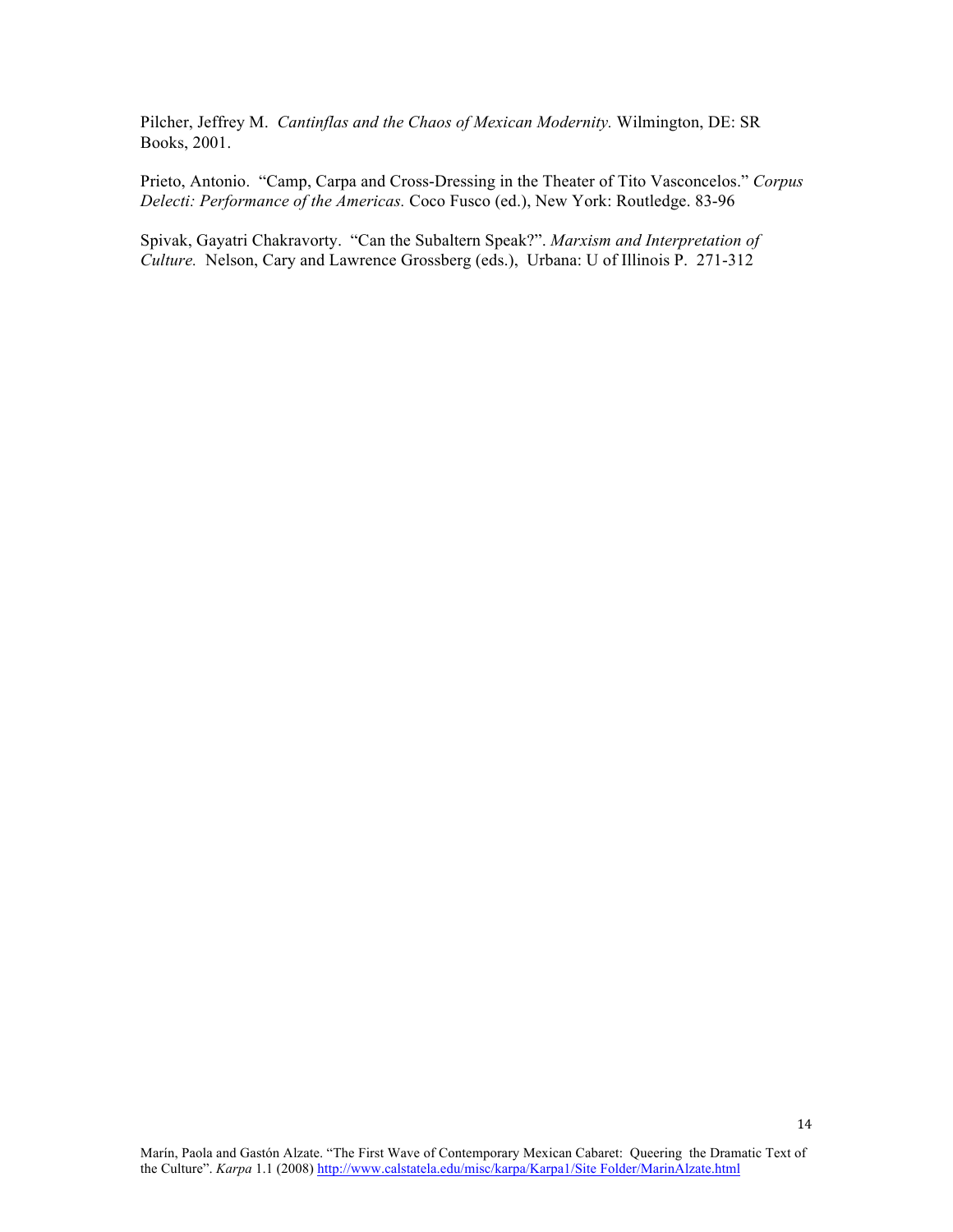Pilcher, Jeffrey M. *Cantinflas and the Chaos of Mexican Modernity.* Wilmington, DE: SR Books, 2001.

Prieto, Antonio. "Camp, Carpa and Cross-Dressing in the Theater of Tito Vasconcelos." *Corpus Delecti: Performance of the Americas.* Coco Fusco (ed.), New York: Routledge. 83-96

Spivak, Gayatri Chakravorty. "Can the Subaltern Speak?". *Marxism and Interpretation of Culture.* Nelson, Cary and Lawrence Grossberg (eds.), Urbana: U of Illinois P. 271-312